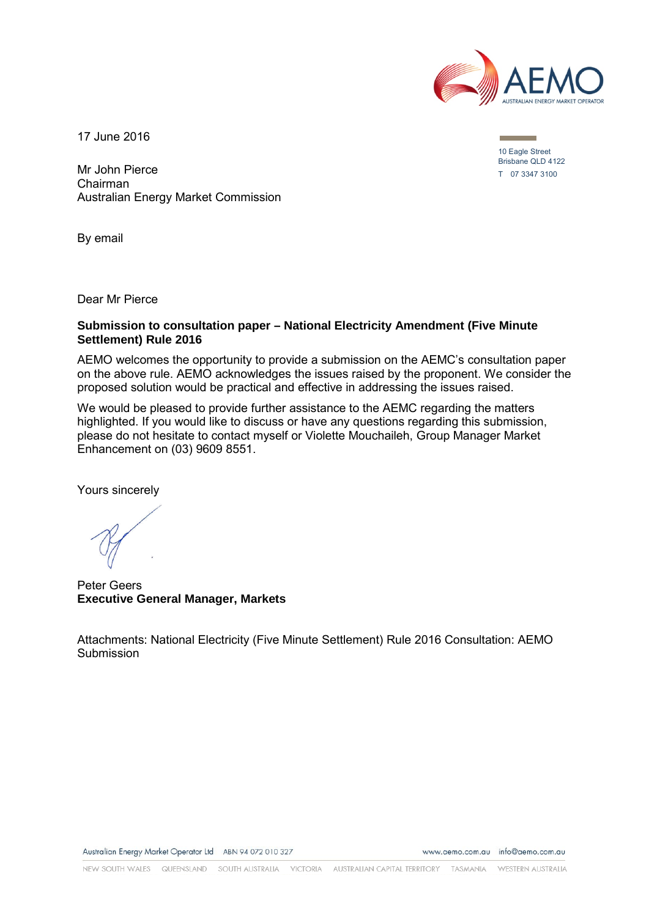17 June 2016

10 Eagle Street
Brisbane QLD 4122
T 07 3347 3100

Mr John Pierce
Chairman
Australian Energy Market Commission

By email

Dear Mr Pierce

**Submission to consultation paper – National Electricity Amendment (Five Minute Settlement) Rule 2016**

AEMO welcomes the opportunity to provide a submission on the AEMC's consultation paper on the above rule. AEMO acknowledges the issues raised by the proponent. We consider the proposed solution would be practical and effective in addressing the issues raised.

We would be pleased to provide further assistance to the AEMC regarding the matters highlighted. If you would like to discuss or have any questions regarding this submission, please do not hesitate to contact myself or Violette Mouchaileh, Group Manager Market Enhancement on (03) 9609 8551.

Yours sincerely

Peter Geers
**Executive General Manager, Markets**

Attachments: National Electricity (Five Minute Settlement) Rule 2016 Consultation: AEMO Submission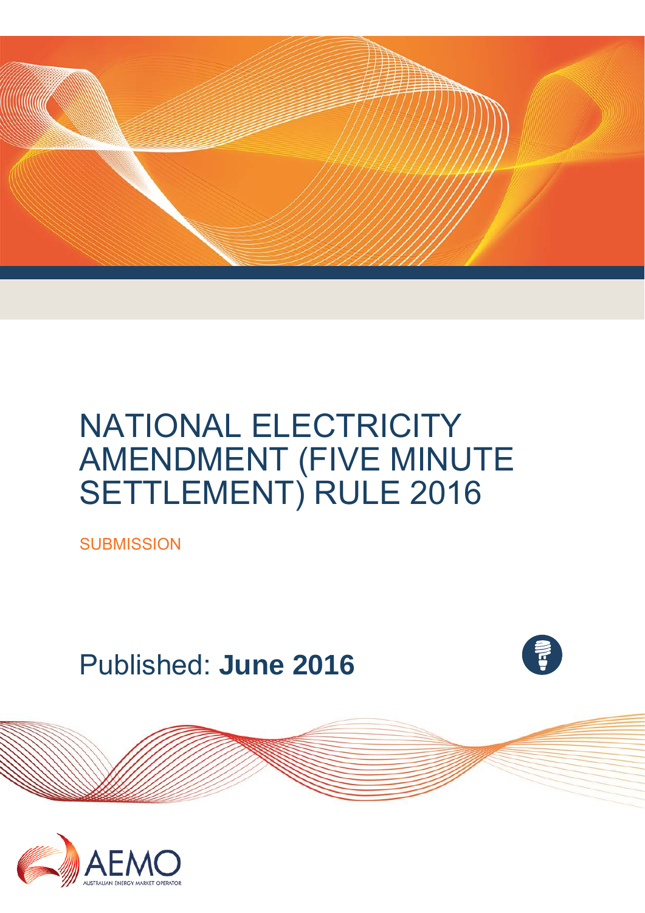# NATIONAL ELECTRICITY AMENDMENT (FIVE MINUTE SETTLEMENT) RULE 2016

SUBMISSION

Published: **June 2016**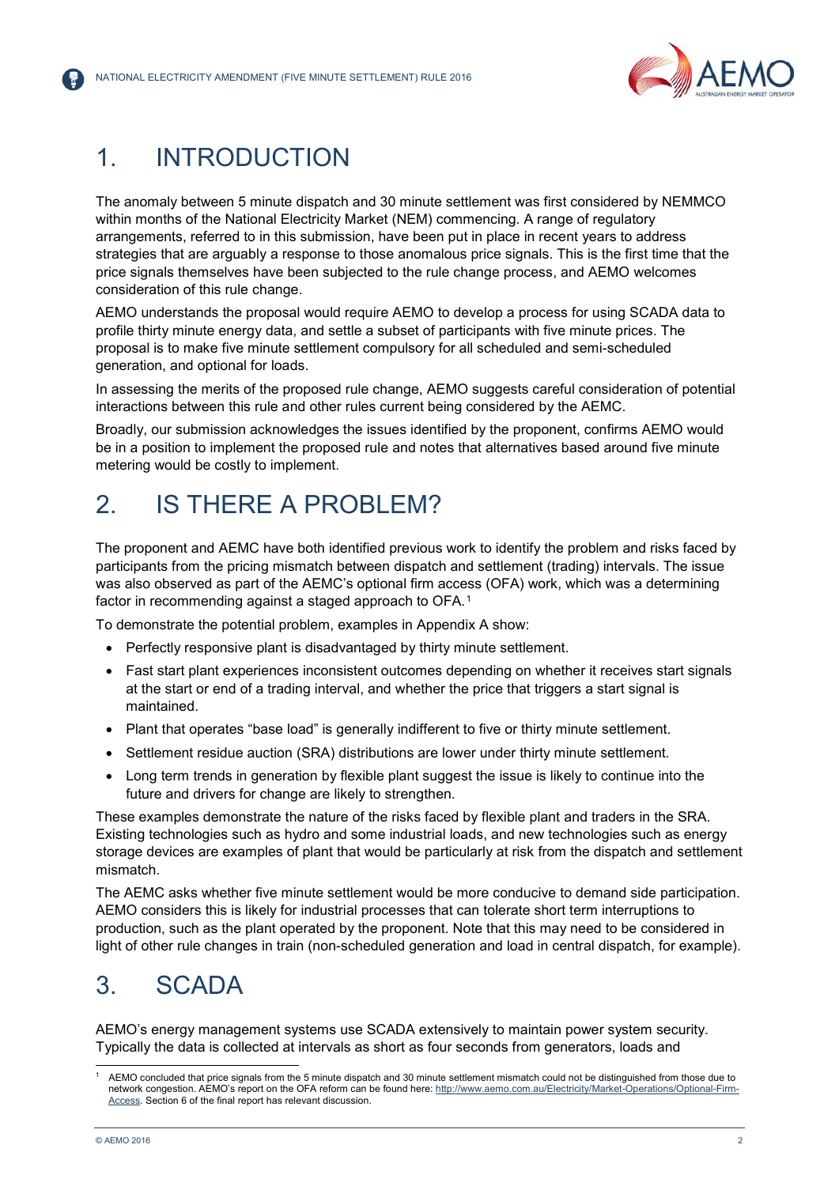# 1. INTRODUCTION

The anomaly between 5 minute dispatch and 30 minute settlement was first considered by NEMMCO within months of the National Electricity Market (NEM) commencing. A range of regulatory arrangements, referred to in this submission, have been put in place in recent years to address strategies that are arguably a response to those anomalous price signals. This is the first time that the price signals themselves have been subjected to the rule change process, and AEMO welcomes consideration of this rule change.

AEMO understands the proposal would require AEMO to develop a process for using SCADA data to profile thirty minute energy data, and settle a subset of participants with five minute prices. The proposal is to make five minute settlement compulsory for all scheduled and semi-scheduled generation, and optional for loads.

In assessing the merits of the proposed rule change, AEMO suggests careful consideration of potential interactions between this rule and other rules current being considered by the AEMC.

Broadly, our submission acknowledges the issues identified by the proponent, confirms AEMO would be in a position to implement the proposed rule and notes that alternatives based around five minute metering would be costly to implement.

# 2. IS THERE A PROBLEM?

The proponent and AEMC have both identified previous work to identify the problem and risks faced by participants from the pricing mismatch between dispatch and settlement (trading) intervals. The issue was also observed as part of the AEMC's optional firm access (OFA) work, which was a determining factor in recommending against a staged approach to OFA.[1]

To demonstrate the potential problem, examples in Appendix A show:

- Perfectly responsive plant is disadvantaged by thirty minute settlement.
- Fast start plant experiences inconsistent outcomes depending on whether it receives start signals at the start or end of a trading interval, and whether the price that triggers a start signal is maintained.
- Plant that operates "base load" is generally indifferent to five or thirty minute settlement.
- Settlement residue auction (SRA) distributions are lower under thirty minute settlement.
- Long term trends in generation by flexible plant suggest the issue is likely to continue into the future and drivers for change are likely to strengthen.

These examples demonstrate the nature of the risks faced by flexible plant and traders in the SRA. Existing technologies such as hydro and some industrial loads, and new technologies such as energy storage devices are examples of plant that would be particularly at risk from the dispatch and settlement mismatch.

The AEMC asks whether five minute settlement would be more conducive to demand side participation. AEMO considers this is likely for industrial processes that can tolerate short term interruptions to production, such as the plant operated by the proponent. Note that this may need to be considered in light of other rule changes in train (non-scheduled generation and load in central dispatch, for example).

# 3. SCADA

AEMO's energy management systems use SCADA extensively to maintain power system security. Typically the data is collected at intervals as short as four seconds from generators, loads and

[1] AEMO concluded that price signals from the 5 minute dispatch and 30 minute settlement mismatch could not be distinguished from those due to network congestion. AEMO's report on the OFA reform can be found here: http://www.aemo.com.au/Electricity/Market-Operations/Optional-Firm-Access. Section 6 of the final report has relevant discussion.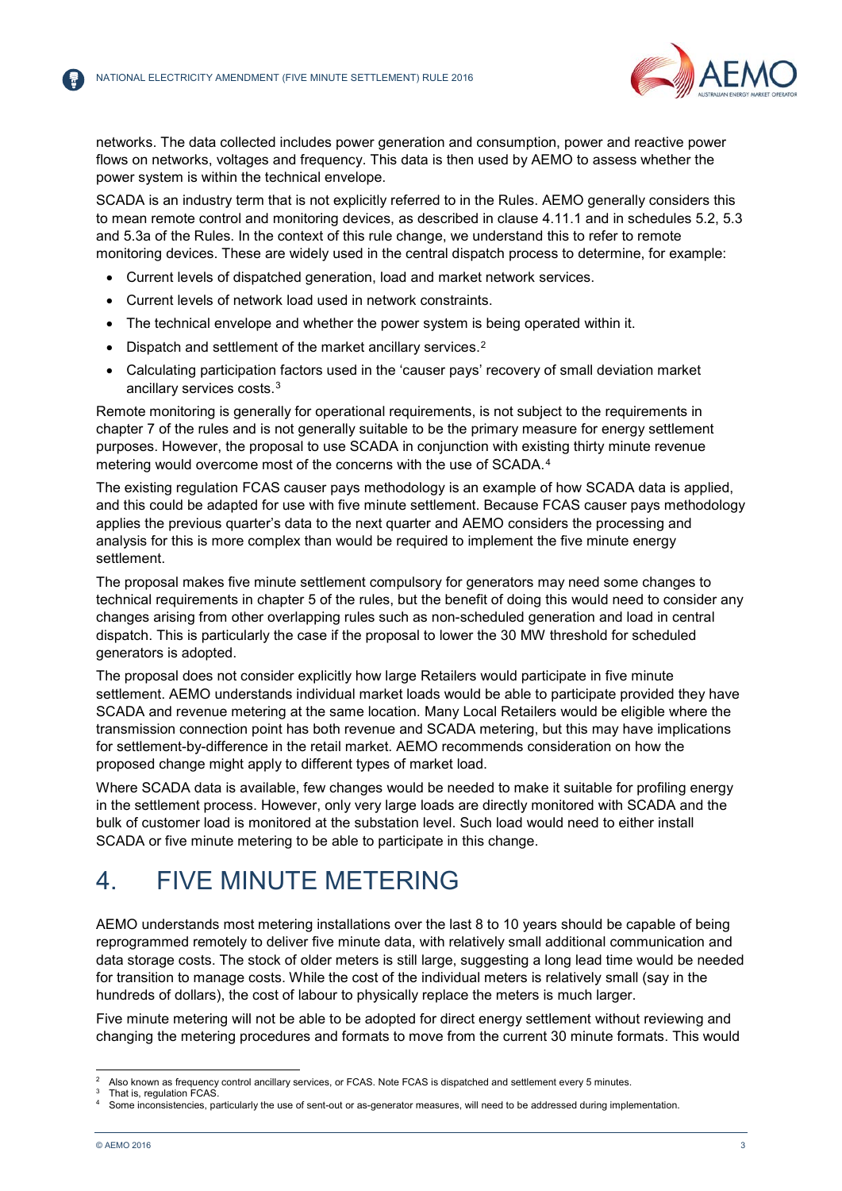networks. The data collected includes power generation and consumption, power and reactive power flows on networks, voltages and frequency. This data is then used by AEMO to assess whether the power system is within the technical envelope.

SCADA is an industry term that is not explicitly referred to in the Rules. AEMO generally considers this to mean remote control and monitoring devices, as described in clause 4.11.1 and in schedules 5.2, 5.3 and 5.3a of the Rules. In the context of this rule change, we understand this to refer to remote monitoring devices. These are widely used in the central dispatch process to determine, for example:

- Current levels of dispatched generation, load and market network services.
- Current levels of network load used in network constraints.
- The technical envelope and whether the power system is being operated within it.
- Dispatch and settlement of the market ancillary services.[2]
- Calculating participation factors used in the 'causer pays' recovery of small deviation market ancillary services costs.[3]

Remote monitoring is generally for operational requirements, is not subject to the requirements in chapter 7 of the rules and is not generally suitable to be the primary measure for energy settlement purposes. However, the proposal to use SCADA in conjunction with existing thirty minute revenue metering would overcome most of the concerns with the use of SCADA.[4]

The existing regulation FCAS causer pays methodology is an example of how SCADA data is applied, and this could be adapted for use with five minute settlement. Because FCAS causer pays methodology applies the previous quarter's data to the next quarter and AEMO considers the processing and analysis for this is more complex than would be required to implement the five minute energy settlement.

The proposal makes five minute settlement compulsory for generators may need some changes to technical requirements in chapter 5 of the rules, but the benefit of doing this would need to consider any changes arising from other overlapping rules such as non-scheduled generation and load in central dispatch. This is particularly the case if the proposal to lower the 30 MW threshold for scheduled generators is adopted.

The proposal does not consider explicitly how large Retailers would participate in five minute settlement. AEMO understands individual market loads would be able to participate provided they have SCADA and revenue metering at the same location. Many Local Retailers would be eligible where the transmission connection point has both revenue and SCADA metering, but this may have implications for settlement-by-difference in the retail market. AEMO recommends consideration on how the proposed change might apply to different types of market load.

Where SCADA data is available, few changes would be needed to make it suitable for profiling energy in the settlement process. However, only very large loads are directly monitored with SCADA and the bulk of customer load is monitored at the substation level. Such load would need to either install SCADA or five minute metering to be able to participate in this change.

# 4. FIVE MINUTE METERING

AEMO understands most metering installations over the last 8 to 10 years should be capable of being reprogrammed remotely to deliver five minute data, with relatively small additional communication and data storage costs. The stock of older meters is still large, suggesting a long lead time would be needed for transition to manage costs. While the cost of the individual meters is relatively small (say in the hundreds of dollars), the cost of labour to physically replace the meters is much larger.

Five minute metering will not be able to be adopted for direct energy settlement without reviewing and changing the metering procedures and formats to move from the current 30 minute formats. This would

---

[2] Also known as frequency control ancillary services, or FCAS. Note FCAS is dispatched and settlement every 5 minutes.

[3] That is, regulation FCAS.

[4] Some inconsistencies, particularly the use of sent-out or as-generator measures, will need to be addressed during implementation.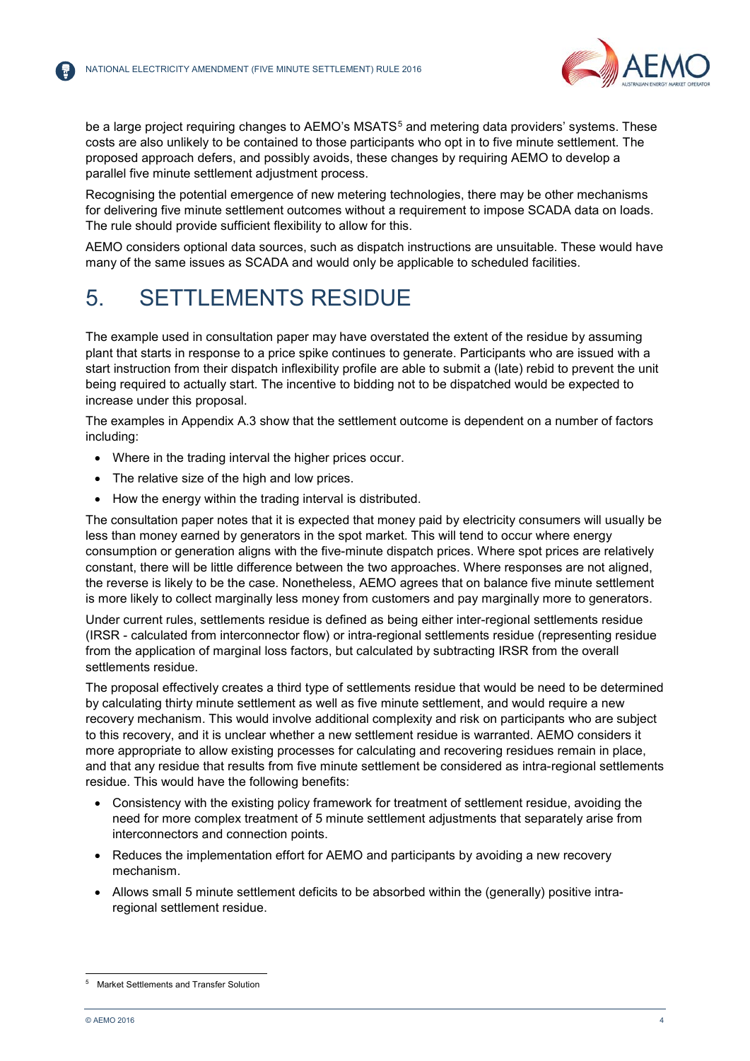be a large project requiring changes to AEMO's MSATS[5] and metering data providers' systems. These costs are also unlikely to be contained to those participants who opt in to five minute settlement. The proposed approach defers, and possibly avoids, these changes by requiring AEMO to develop a parallel five minute settlement adjustment process.

Recognising the potential emergence of new metering technologies, there may be other mechanisms for delivering five minute settlement outcomes without a requirement to impose SCADA data on loads. The rule should provide sufficient flexibility to allow for this.

AEMO considers optional data sources, such as dispatch instructions are unsuitable. These would have many of the same issues as SCADA and would only be applicable to scheduled facilities.

# 5. SETTLEMENTS RESIDUE

The example used in consultation paper may have overstated the extent of the residue by assuming plant that starts in response to a price spike continues to generate. Participants who are issued with a start instruction from their dispatch inflexibility profile are able to submit a (late) rebid to prevent the unit being required to actually start. The incentive to bidding not to be dispatched would be expected to increase under this proposal.

The examples in Appendix A.3 show that the settlement outcome is dependent on a number of factors including:

- Where in the trading interval the higher prices occur.
- The relative size of the high and low prices.
- How the energy within the trading interval is distributed.

The consultation paper notes that it is expected that money paid by electricity consumers will usually be less than money earned by generators in the spot market. This will tend to occur where energy consumption or generation aligns with the five-minute dispatch prices. Where spot prices are relatively constant, there will be little difference between the two approaches. Where responses are not aligned, the reverse is likely to be the case. Nonetheless, AEMO agrees that on balance five minute settlement is more likely to collect marginally less money from customers and pay marginally more to generators.

Under current rules, settlements residue is defined as being either inter-regional settlements residue (IRSR - calculated from interconnector flow) or intra-regional settlements residue (representing residue from the application of marginal loss factors, but calculated by subtracting IRSR from the overall settlements residue.

The proposal effectively creates a third type of settlements residue that would be need to be determined by calculating thirty minute settlement as well as five minute settlement, and would require a new recovery mechanism. This would involve additional complexity and risk on participants who are subject to this recovery, and it is unclear whether a new settlement residue is warranted. AEMO considers it more appropriate to allow existing processes for calculating and recovering residues remain in place, and that any residue that results from five minute settlement be considered as intra-regional settlements residue. This would have the following benefits:

- Consistency with the existing policy framework for treatment of settlement residue, avoiding the need for more complex treatment of 5 minute settlement adjustments that separately arise from interconnectors and connection points.
- Reduces the implementation effort for AEMO and participants by avoiding a new recovery mechanism.
- Allows small 5 minute settlement deficits to be absorbed within the (generally) positive intra-regional settlement residue.

---

[5] Market Settlements and Transfer Solution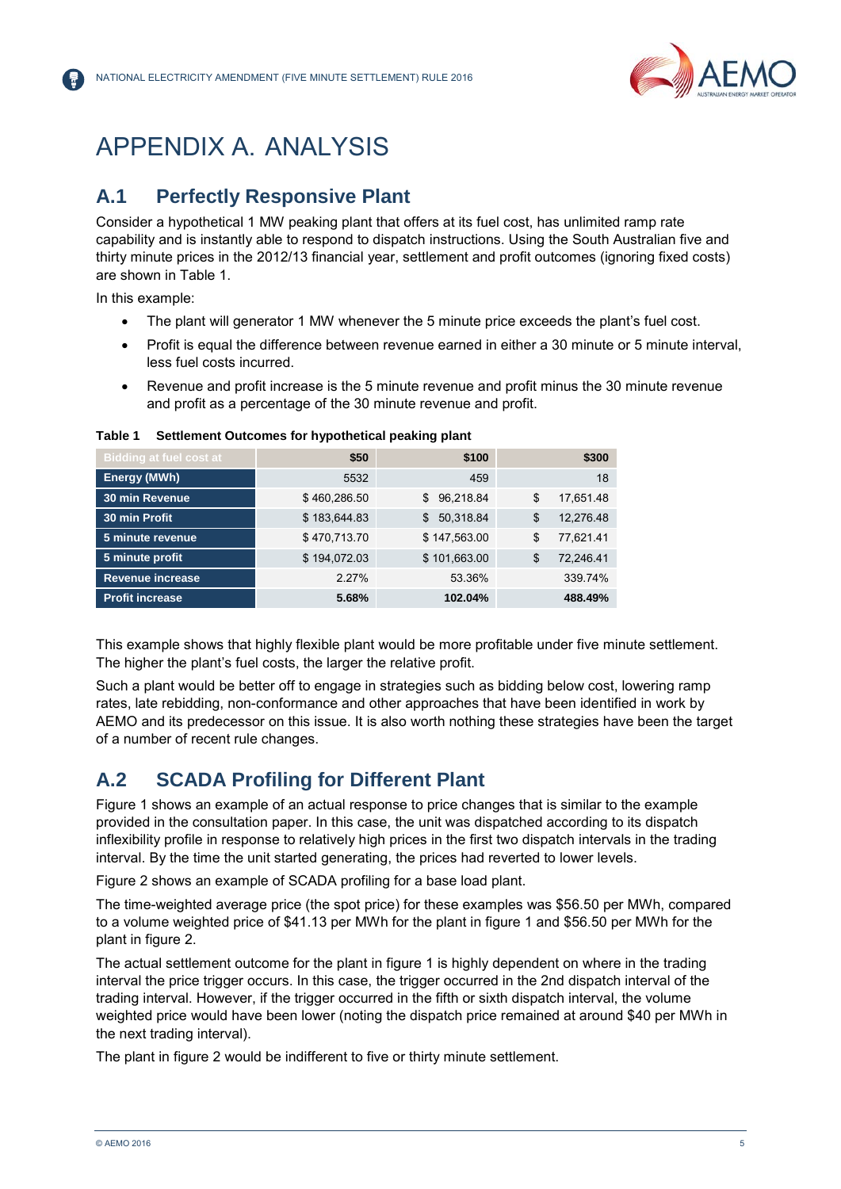# APPENDIX A. ANALYSIS

## A.1 Perfectly Responsive Plant

Consider a hypothetical 1 MW peaking plant that offers at its fuel cost, has unlimited ramp rate capability and is instantly able to respond to dispatch instructions. Using the South Australian five and thirty minute prices in the 2012/13 financial year, settlement and profit outcomes (ignoring fixed costs) are shown in Table 1.

In this example:

- The plant will generator 1 MW whenever the 5 minute price exceeds the plant's fuel cost.
- Profit is equal the difference between revenue earned in either a 30 minute or 5 minute interval, less fuel costs incurred.
- Revenue and profit increase is the 5 minute revenue and profit minus the 30 minute revenue and profit as a percentage of the 30 minute revenue and profit.

**Table 1 Settlement Outcomes for hypothetical peaking plant**

| Bidding at fuel cost at | $50 | $100 | $300 |
|---|---|---|---|
| **Energy (MWh)** | 5532 | 459 | 18 |
| **30 min Revenue** | $ 460,286.50 | $ 96,218.84 | $ 17,651.48 |
| **30 min Profit** | $ 183,644.83 | $ 50,318.84 | $ 12,276.48 |
| **5 minute revenue** | $ 470,713.70 | $ 147,563.00 | $ 77,621.41 |
| **5 minute profit** | $ 194,072.03 | $ 101,663.00 | $ 72,246.41 |
| **Revenue increase** | 2.27% | 53.36% | 339.74% |
| **Profit increase** | **5.68%** | **102.04%** | **488.49%** |

This example shows that highly flexible plant would be more profitable under five minute settlement. The higher the plant's fuel costs, the larger the relative profit.

Such a plant would be better off to engage in strategies such as bidding below cost, lowering ramp rates, late rebidding, non-conformance and other approaches that have been identified in work by AEMO and its predecessor on this issue. It is also worth nothing these strategies have been the target of a number of recent rule changes.

## A.2 SCADA Profiling for Different Plant

Figure 1 shows an example of an actual response to price changes that is similar to the example provided in the consultation paper. In this case, the unit was dispatched according to its dispatch inflexibility profile in response to relatively high prices in the first two dispatch intervals in the trading interval. By the time the unit started generating, the prices had reverted to lower levels.

Figure 2 shows an example of SCADA profiling for a base load plant.

The time-weighted average price (the spot price) for these examples was $56.50 per MWh, compared to a volume weighted price of $41.13 per MWh for the plant in figure 1 and $56.50 per MWh for the plant in figure 2.

The actual settlement outcome for the plant in figure 1 is highly dependent on where in the trading interval the price trigger occurs. In this case, the trigger occurred in the 2nd dispatch interval of the trading interval. However, if the trigger occurred in the fifth or sixth dispatch interval, the volume weighted price would have been lower (noting the dispatch price remained at around $40 per MWh in the next trading interval).

The plant in figure 2 would be indifferent to five or thirty minute settlement.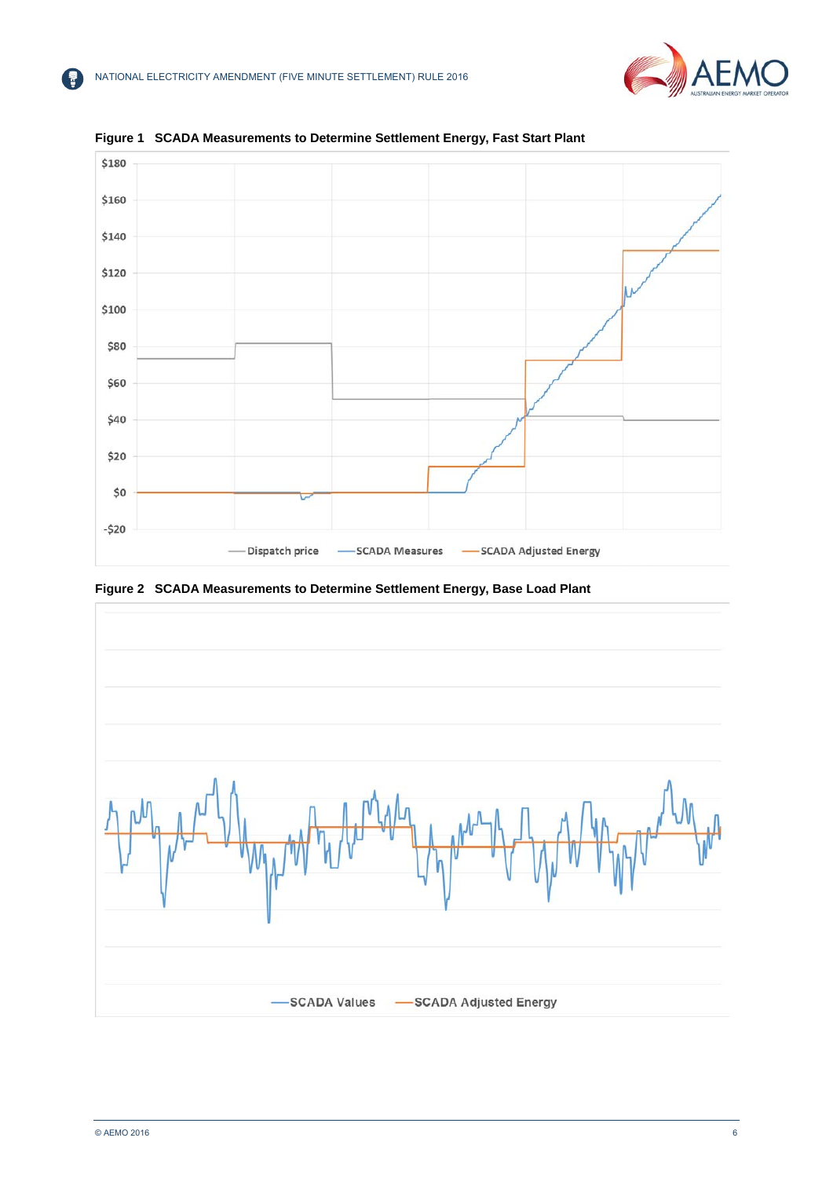**Figure 1 SCADA Measurements to Determine Settlement Energy, Fast Start Plant**

**Figure 2 SCADA Measurements to Determine Settlement Energy, Base Load Plant**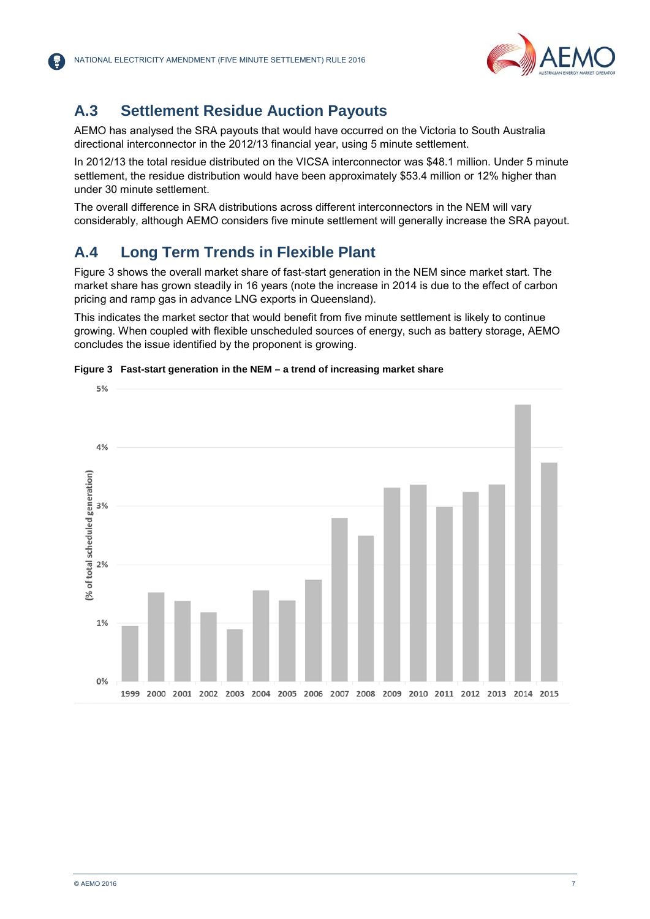## A.3 Settlement Residue Auction Payouts

AEMO has analysed the SRA payouts that would have occurred on the Victoria to South Australia directional interconnector in the 2012/13 financial year, using 5 minute settlement.

In 2012/13 the total residue distributed on the VICSA interconnector was $48.1 million. Under 5 minute settlement, the residue distribution would have been approximately $53.4 million or 12% higher than under 30 minute settlement.

The overall difference in SRA distributions across different interconnectors in the NEM will vary considerably, although AEMO considers five minute settlement will generally increase the SRA payout.

## A.4 Long Term Trends in Flexible Plant

Figure 3 shows the overall market share of fast-start generation in the NEM since market start. The market share has grown steadily in 16 years (note the increase in 2014 is due to the effect of carbon pricing and ramp gas in advance LNG exports in Queensland).

This indicates the market sector that would benefit from five minute settlement is likely to continue growing. When coupled with flexible unscheduled sources of energy, such as battery storage, AEMO concludes the issue identified by the proponent is growing.

**Figure 3 Fast-start generation in the NEM – a trend of increasing market share**

(% of total scheduled generation)

5%
4%
3%
2%
1%
0%

1999 2000 2001 2002 2003 2004 2005 2006 2007 2008 2009 2010 2011 2012 2013 2014 2015